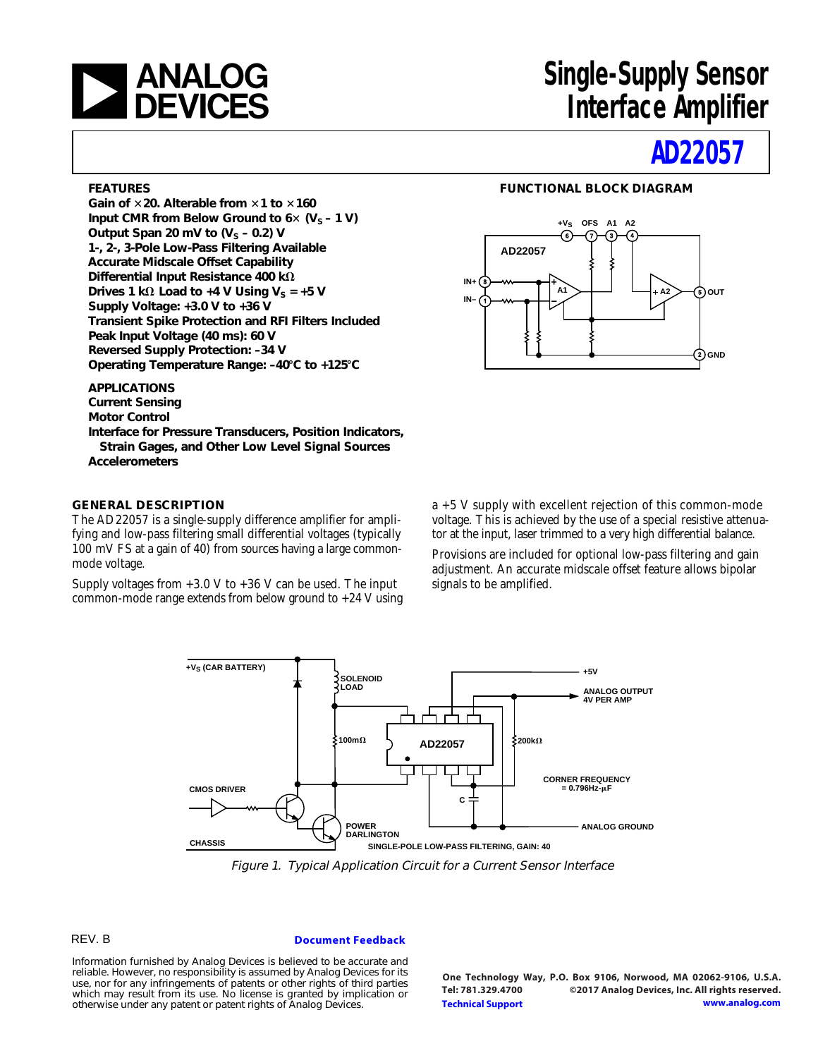# Single-Supply Sensor Interface Amplifier

# AD22057

## FEATURES

**Gain of ×20. Alterable from ×1 to ×160**
**Input CMR from Below Ground to 6× ($V_S$ – 1 V)**
**Output Span 20 mV to ($V_S$ – 0.2) V**
**1-, 2-, 3-Pole Low-Pass Filtering Available**
**Accurate Midscale Offset Capability**
**Differential Input Resistance 400 kΩ**
**Drives 1 kΩ Load to +4 V Using $V_S$ = +5 V**
**Supply Voltage: +3.0 V to +36 V**
**Transient Spike Protection and RFI Filters Included**
**Peak Input Voltage (40 ms): 60 V**
**Reversed Supply Protection: –34 V**
**Operating Temperature Range: –40°C to +125°C**

## APPLICATIONS

**Current Sensing**
**Motor Control**
**Interface for Pressure Transducers, Position Indicators, Strain Gages, and Other Low Level Signal Sources**
**Accelerometers**

## FUNCTIONAL BLOCK DIAGRAM

## GENERAL DESCRIPTION

The AD22057 is a single-supply difference amplifier for amplifying and low-pass filtering small differential voltages (typically 100 mV FS at a gain of 40) from sources having a large common-mode voltage.

Supply voltages from +3.0 V to +36 V can be used. The input common-mode range extends from below ground to +24 V using a +5 V supply with excellent rejection of this common-mode voltage. This is achieved by the use of a special resistive attenuator at the input, laser trimmed to a very high differential balance.

Provisions are included for optional low-pass filtering and gain adjustment. An accurate midscale offset feature allows bipolar signals to be amplified.

*Figure 1. Typical Application Circuit for a Current Sensor Interface*

REV. B

Information furnished by Analog Devices is believed to be accurate and reliable. However, no responsibility is assumed by Analog Devices for its use, nor for any infringements of patents or other rights of third parties which may result from its use. No license is granted by implication or otherwise under any patent or patent rights of Analog Devices.

One Technology Way, P.O. Box 9106, Norwood, MA 02062-9106, U.S.A.
Tel: 781.329.4700 ©2017 Analog Devices, Inc. All rights reserved.
Technical Support www.analog.com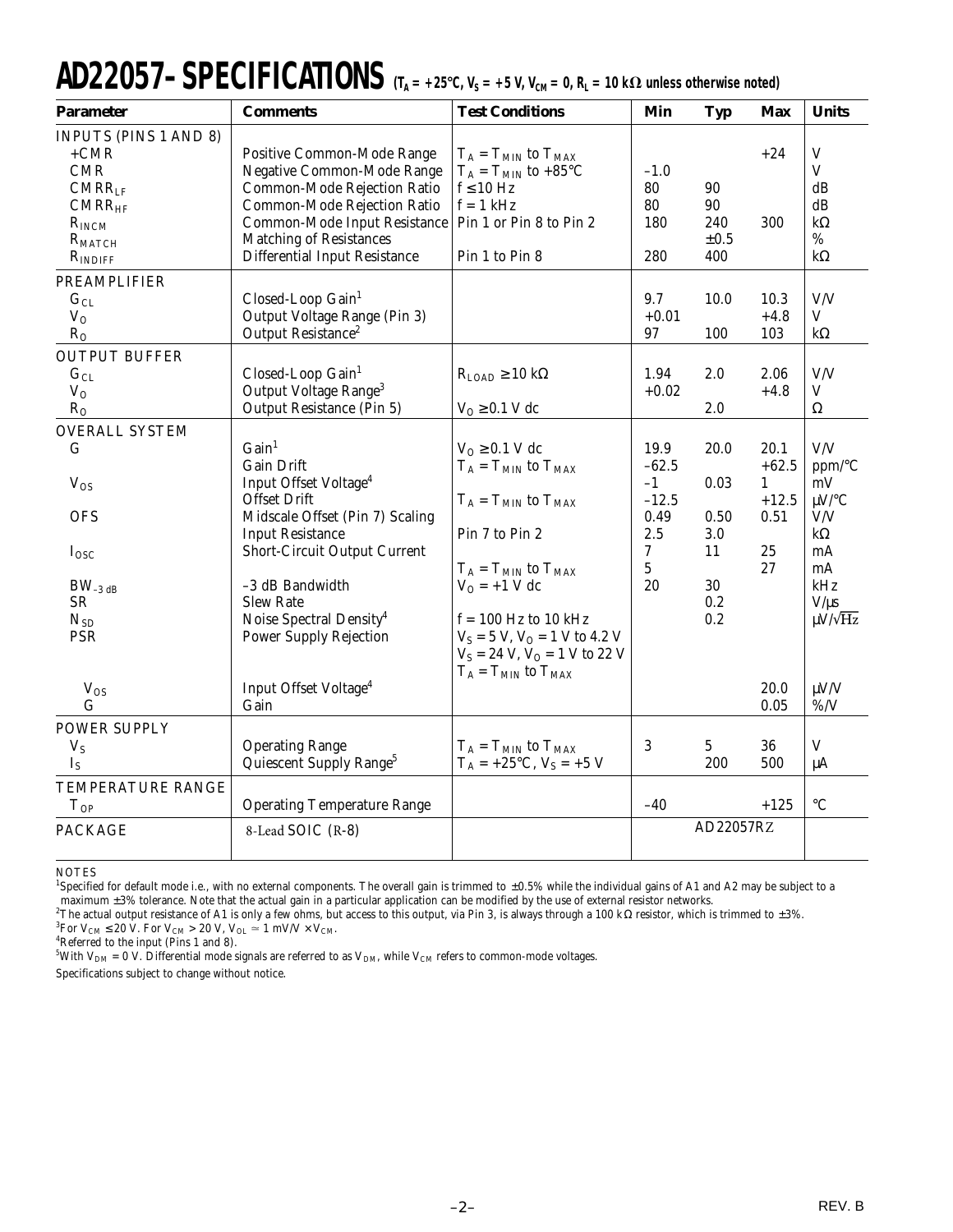# AD22057–SPECIFICATIONS ($T_A$ = +25°C, $V_S$ = +5 V, $V_{CM}$ = 0, $R_L$ = 10 kΩ unless otherwise noted)

| Parameter | Comments | Test Conditions | Min | Typ | Max | Units |
|---|---|---|---|---|---|---|
| INPUTS (PINS 1 AND 8) | | | | | | |
| +CMR | Positive Common-Mode Range | $T_A = T_{MIN}$ to $T_{MAX}$ | | | +24 | V |
| CMR | Negative Common-Mode Range | $T_A = T_{MIN}$ to +85°C | –1.0 | | | V |
| $CMRR_{LF}$ | Common-Mode Rejection Ratio | f ≤ 10 Hz | 80 | 90 | | dB |
| $CMRR_{HF}$ | Common-Mode Rejection Ratio | f = 1 kHz | 80 | 90 | | dB |
| $R_{INCM}$ | Common-Mode Input Resistance | Pin 1 or Pin 8 to Pin 2 | 180 | 240 | 300 | kΩ |
| $R_{MATCH}$ | Matching of Resistances | | | ±0.5 | | % |
| $R_{INDIFF}$ | Differential Input Resistance | Pin 1 to Pin 8 | 280 | 400 | | kΩ |
| PREAMPLIFIER | | | | | | |
| $G_{CL}$ | Closed-Loop Gain[1] | | 9.7 | 10.0 | 10.3 | V/V |
| $V_O$ | Output Voltage Range (Pin 3) | | +0.01 | | +4.8 | V |
| $R_O$ | Output Resistance[2] | | 97 | 100 | 103 | kΩ |
| OUTPUT BUFFER | | | | | | |
| $G_{CL}$ | Closed-Loop Gain[1] | $R_{LOAD}$ ≥ 10 kΩ | 1.94 | 2.0 | 2.06 | V/V |
| $V_O$ | Output Voltage Range[3] | | +0.02 | | +4.8 | V |
| $R_O$ | Output Resistance (Pin 5) | $V_O$ ≥ 0.1 V dc | | 2.0 | | Ω |
| OVERALL SYSTEM | | | | | | |
| G | Gain[1] | $V_O$ ≥ 0.1 V dc | 19.9 | 20.0 | 20.1 | V/V |
| | Gain Drift | $T_A = T_{MIN}$ to $T_{MAX}$ | –62.5 | | +62.5 | ppm/°C |
| $V_{OS}$ | Input Offset Voltage[4] | | –1 | 0.03 | 1 | mV |
| | Offset Drift | $T_A = T_{MIN}$ to $T_{MAX}$ | –12.5 | | +12.5 | μV/°C |
| OFS | Midscale Offset (Pin 7) Scaling | | 0.49 | 0.50 | 0.51 | V/V |
| | Input Resistance | Pin 7 to Pin 2 | 2.5 | 3.0 | | kΩ |
| $I_{OSC}$ | Short-Circuit Output Current | | 7 | 11 | 25 | mA |
| | | $T_A = T_{MIN}$ to $T_{MAX}$ | 5 | | 27 | mA |
| $BW_{-3\ dB}$ | –3 dB Bandwidth | $V_O$ = +1 V dc | 20 | 30 | | kHz |
| SR | Slew Rate | | | 0.2 | | V/μs |
| $N_{SD}$ | Noise Spectral Density[4] | f = 100 Hz to 10 kHz | | 0.2 | | μV/√Hz |
| PSR | Power Supply Rejection | $V_S$ = 5 V, $V_O$ = 1 V to 4.2 V; $V_S$ = 24 V, $V_O$ = 1 V to 22 V; $T_A = T_{MIN}$ to $T_{MAX}$ | | | | |
| $V_{OS}$ | Input Offset Voltage[4] | | | | 20.0 | μV/V |
| G | Gain | | | | 0.05 | %/V |
| POWER SUPPLY | | | | | | |
| $V_S$ | Operating Range | $T_A = T_{MIN}$ to $T_{MAX}$ | 3 | 5 | 36 | V |
| $I_S$ | Quiescent Supply Range[5] | $T_A$ = +25°C, $V_S$ = +5 V | | 200 | 500 | μA |
| TEMPERATURE RANGE | | | | | | |
| $T_{OP}$ | Operating Temperature Range | | –40 | | +125 | °C |
| PACKAGE | 8-Lead SOIC (R-8) | | | AD22057RZ | | |

NOTES

[1]Specified for default mode i.e., with no external components. The overall gain is trimmed to ±0.5% while the individual gains of A1 and A2 may be subject to a maximum ±3% tolerance. Note that the actual gain in a particular application can be modified by the use of external resistor networks.

[2]The actual output resistance of A1 is only a few ohms, but access to this output, via Pin 3, is always through a 100 kΩ resistor, which is trimmed to ±3%.

[3]For $V_{CM}$ ≤ 20 V. For $V_{CM}$ > 20 V, $V_{OL}$ ≃ 1 mV/V × $V_{CM}$.

[4]Referred to the input (Pins 1 and 8).

[5]With $V_{DM}$ = 0 V. Differential mode signals are referred to as $V_{DM}$, while $V_{CM}$ refers to common-mode voltages.

Specifications subject to change without notice.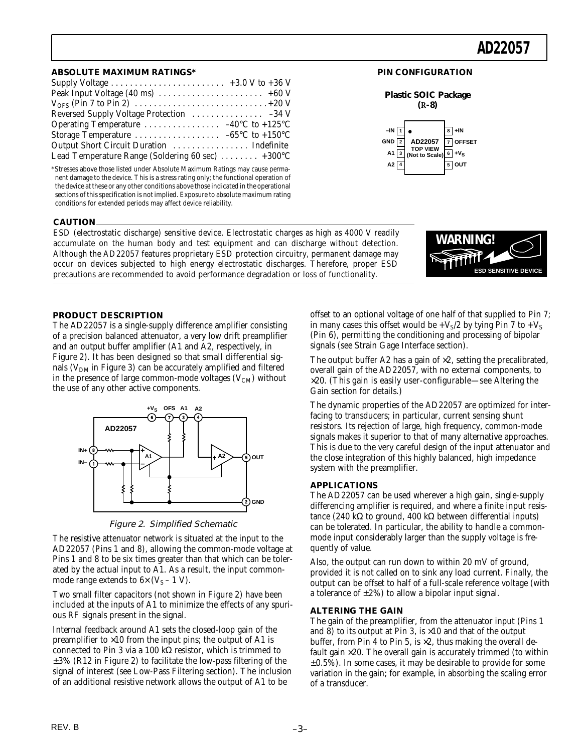## ABSOLUTE MAXIMUM RATINGS*

Supply Voltage . . . . . . . . . . . . . . . . . . . . . . . . +3.0 V to +36 V
Peak Input Voltage (40 ms) . . . . . . . . . . . . . . . . . . . . . . +60 V
$V_{OFS}$ (Pin 7 to Pin 2) . . . . . . . . . . . . . . . . . . . . . . . . . . . .+20 V
Reversed Supply Voltage Protection . . . . . . . . . . . . . . . –34 V
Operating Temperature . . . . . . . . . . . . . . . . –40°C to +125°C
Storage Temperature . . . . . . . . . . . . . . . . . . –65°C to +150°C
Output Short Circuit Duration . . . . . . . . . . . . . . . . Indefinite
Lead Temperature Range (Soldering 60 sec) . . . . . . . . +300°C

*Stresses above those listed under Absolute Maximum Ratings may cause permanent damage to the device. This is a stress rating only; the functional operation of the device at these or any other conditions above those indicated in the operational sections of this specification is not implied. Exposure to absolute maximum rating conditions for extended periods may affect device reliability.

## PIN CONFIGURATION

**Plastic SOIC Package (R-8)**

| Pin | Name | Pin | Name |
|---|---|---|---|
| 1 | –IN | 8 | +IN |
| 2 | GND | 7 | OFFSET |
| 3 | A1 | 6 | $+V_S$ |
| 4 | A2 | 5 | OUT |

AD22057 TOP VIEW (Not to Scale)

## CAUTION

ESD (electrostatic discharge) sensitive device. Electrostatic charges as high as 4000 V readily accumulate on the human body and test equipment and can discharge without detection. Although the AD22057 features proprietary ESD protection circuitry, permanent damage may occur on devices subjected to high energy electrostatic discharges. Therefore, proper ESD precautions are recommended to avoid performance degradation or loss of functionality.

WARNING! ESD SENSITIVE DEVICE

## PRODUCT DESCRIPTION

The AD22057 is a single-supply difference amplifier consisting of a precision balanced attenuator, a very low drift preamplifier and an output buffer amplifier (A1 and A2, respectively, in Figure 2). It has been designed so that small differential signals ($V_{DM}$ in Figure 3) can be accurately amplified and filtered in the presence of large common-mode voltages ($V_{CM}$) without the use of any other active components.

*Figure 2. Simplified Schematic*

The resistive attenuator network is situated at the input to the AD22057 (Pins 1 and 8), allowing the common-mode voltage at Pins 1 and 8 to be six times greater than that which can be tolerated by the actual input to A1. As a result, the input common-mode range extends to $6\times(V_S - 1\text{ V})$.

Two small filter capacitors (not shown in Figure 2) have been included at the inputs of A1 to minimize the effects of any spurious RF signals present in the signal.

Internal feedback around A1 sets the closed-loop gain of the preamplifier to ×10 from the input pins; the output of A1 is connected to Pin 3 via a 100 kΩ resistor, which is trimmed to ±3% (R12 in Figure 2) to facilitate the low-pass filtering of the signal of interest (see Low-Pass Filtering section). The inclusion of an additional resistive network allows the output of A1 to be offset to an optional voltage of one half of that supplied to Pin 7; in many cases this offset would be $+V_S/2$ by tying Pin 7 to $+V_S$ (Pin 6), permitting the conditioning and processing of bipolar signals (see Strain Gage Interface section).

The output buffer A2 has a gain of ×2, setting the precalibrated, overall gain of the AD22057, with no external components, to ×20. (This gain is easily user-configurable—see Altering the Gain section for details.)

The dynamic properties of the AD22057 are optimized for interfacing to transducers; in particular, current sensing shunt resistors. Its rejection of large, high frequency, common-mode signals makes it superior to that of many alternative approaches. This is due to the very careful design of the input attenuator and the close integration of this highly balanced, high impedance system with the preamplifier.

## APPLICATIONS

The AD22057 can be used wherever a high gain, single-supply differencing amplifier is required, and where a finite input resistance (240 kΩ to ground, 400 kΩ between differential inputs) can be tolerated. In particular, the ability to handle a common-mode input considerably larger than the supply voltage is frequently of value.

Also, the output can run down to within 20 mV of ground, provided it is not called on to sink any load current. Finally, the output can be offset to half of a full-scale reference voltage (with a tolerance of ±2%) to allow a bipolar input signal.

## ALTERING THE GAIN

The gain of the preamplifier, from the attenuator input (Pins 1 and 8) to its output at Pin 3, is ×10 and that of the output buffer, from Pin 4 to Pin 5, is ×2, thus making the overall default gain ×20. The overall gain is accurately trimmed (to within ±0.5%). In some cases, it may be desirable to provide for some variation in the gain; for example, in absorbing the scaling error of a transducer.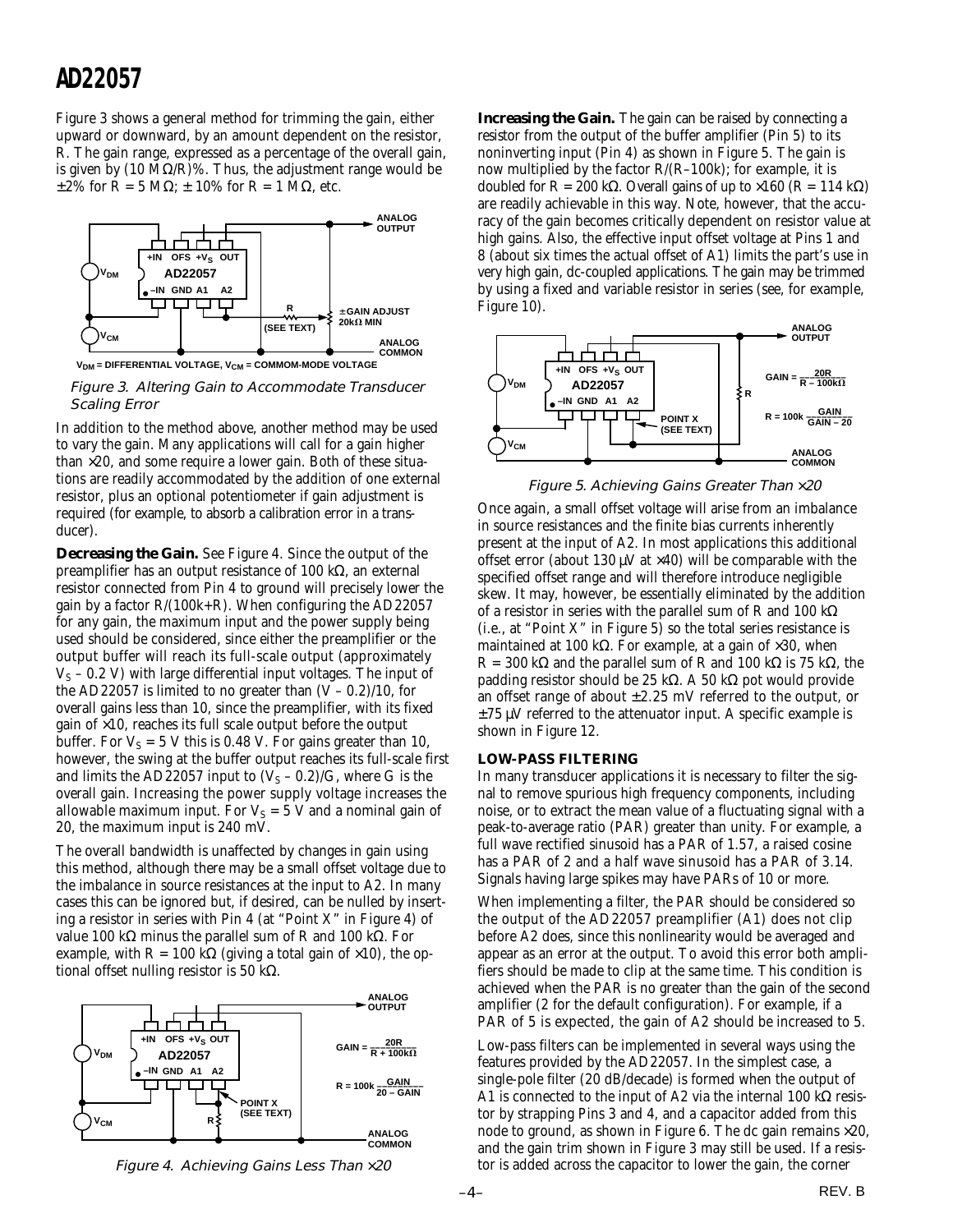Figure 3 shows a general method for trimming the gain, either upward or downward, by an amount dependent on the resistor, R. The gain range, expressed as a percentage of the overall gain, is given by (10 MΩ/R)%. Thus, the adjustment range would be ±2% for R = 5 MΩ; ± 10% for R = 1 MΩ, etc.

Figure 3. Altering Gain to Accommodate Transducer Scaling Error

In addition to the method above, another method may be used to vary the gain. Many applications will call for a gain higher than ×20, and some require a lower gain. Both of these situations are readily accommodated by the addition of one external resistor, plus an optional potentiometer if gain adjustment is required (for example, to absorb a calibration error in a transducer).

**Decreasing the Gain.** See Figure 4. Since the output of the preamplifier has an output resistance of 100 kΩ, an external resistor connected from Pin 4 to ground will precisely lower the gain by a factor R/(100k+R). When configuring the AD22057 for any gain, the maximum input and the power supply being used should be considered, since either the preamplifier or the output buffer will reach its full-scale output (approximately $V_S$ – 0.2 V) with large differential input voltages. The input of the AD22057 is limited to no greater than (V – 0.2)/10, for overall gains less than 10, since the preamplifier, with its fixed gain of ×10, reaches its full scale output before the output buffer. For $V_S$ = 5 V this is 0.48 V. For gains greater than 10, however, the swing at the buffer output reaches its full-scale first and limits the AD22057 input to ($V_S$ – 0.2)/G, where G is the overall gain. Increasing the power supply voltage increases the allowable maximum input. For $V_S$ = 5 V and a nominal gain of 20, the maximum input is 240 mV.

The overall bandwidth is unaffected by changes in gain using this method, although there may be a small offset voltage due to the imbalance in source resistances at the input to A2. In many cases this can be ignored but, if desired, can be nulled by inserting a resistor in series with Pin 4 (at "Point X" in Figure 4) of value 100 kΩ minus the parallel sum of R and 100 kΩ. For example, with R = 100 kΩ (giving a total gain of ×10), the optional offset nulling resistor is 50 kΩ.

Figure 4. Achieving Gains Less Than ×20

**Increasing the Gain.** The gain can be raised by connecting a resistor from the output of the buffer amplifier (Pin 5) to its noninverting input (Pin 4) as shown in Figure 5. The gain is now multiplied by the factor R/(R–100k); for example, it is doubled for R = 200 kΩ. Overall gains of up to ×160 (R = 114 kΩ) are readily achievable in this way. Note, however, that the accuracy of the gain becomes critically dependent on resistor value at high gains. Also, the effective input offset voltage at Pins 1 and 8 (about six times the actual offset of A1) limits the part's use in very high gain, dc-coupled applications. The gain may be trimmed by using a fixed and variable resistor in series (see, for example, Figure 10).

Figure 5. Achieving Gains Greater Than ×20

Once again, a small offset voltage will arise from an imbalance in source resistances and the finite bias currents inherently present at the input of A2. In most applications this additional offset error (about 130 µV at ×40) will be comparable with the specified offset range and will therefore introduce negligible skew. It may, however, be essentially eliminated by the addition of a resistor in series with the parallel sum of R and 100 kΩ (i.e., at "Point X" in Figure 5) so the total series resistance is maintained at 100 kΩ. For example, at a gain of ×30, when R = 300 kΩ and the parallel sum of R and 100 kΩ is 75 kΩ, the padding resistor should be 25 kΩ. A 50 kΩ pot would provide an offset range of about ±2.25 mV referred to the output, or ±75 µV referred to the attenuator input. A specific example is shown in Figure 12.

### LOW-PASS FILTERING

In many transducer applications it is necessary to filter the signal to remove spurious high frequency components, including noise, or to extract the mean value of a fluctuating signal with a peak-to-average ratio (PAR) greater than unity. For example, a full wave rectified sinusoid has a PAR of 1.57, a raised cosine has a PAR of 2 and a half wave sinusoid has a PAR of 3.14. Signals having large spikes may have PARs of 10 or more.

When implementing a filter, the PAR should be considered so the output of the AD22057 preamplifier (A1) does not clip before A2 does, since this nonlinearity would be averaged and appear as an error at the output. To avoid this error both amplifiers should be made to clip at the same time. This condition is achieved when the PAR is no greater than the gain of the second amplifier (2 for the default configuration). For example, if a PAR of 5 is expected, the gain of A2 should be increased to 5.

Low-pass filters can be implemented in several ways using the features provided by the AD22057. In the simplest case, a single-pole filter (20 dB/decade) is formed when the output of A1 is connected to the input of A2 via the internal 100 kΩ resistor by strapping Pins 3 and 4, and a capacitor added from this node to ground, as shown in Figure 6. The dc gain remains ×20, and the gain trim shown in Figure 3 may still be used. If a resistor is added across the capacitor to lower the gain, the corner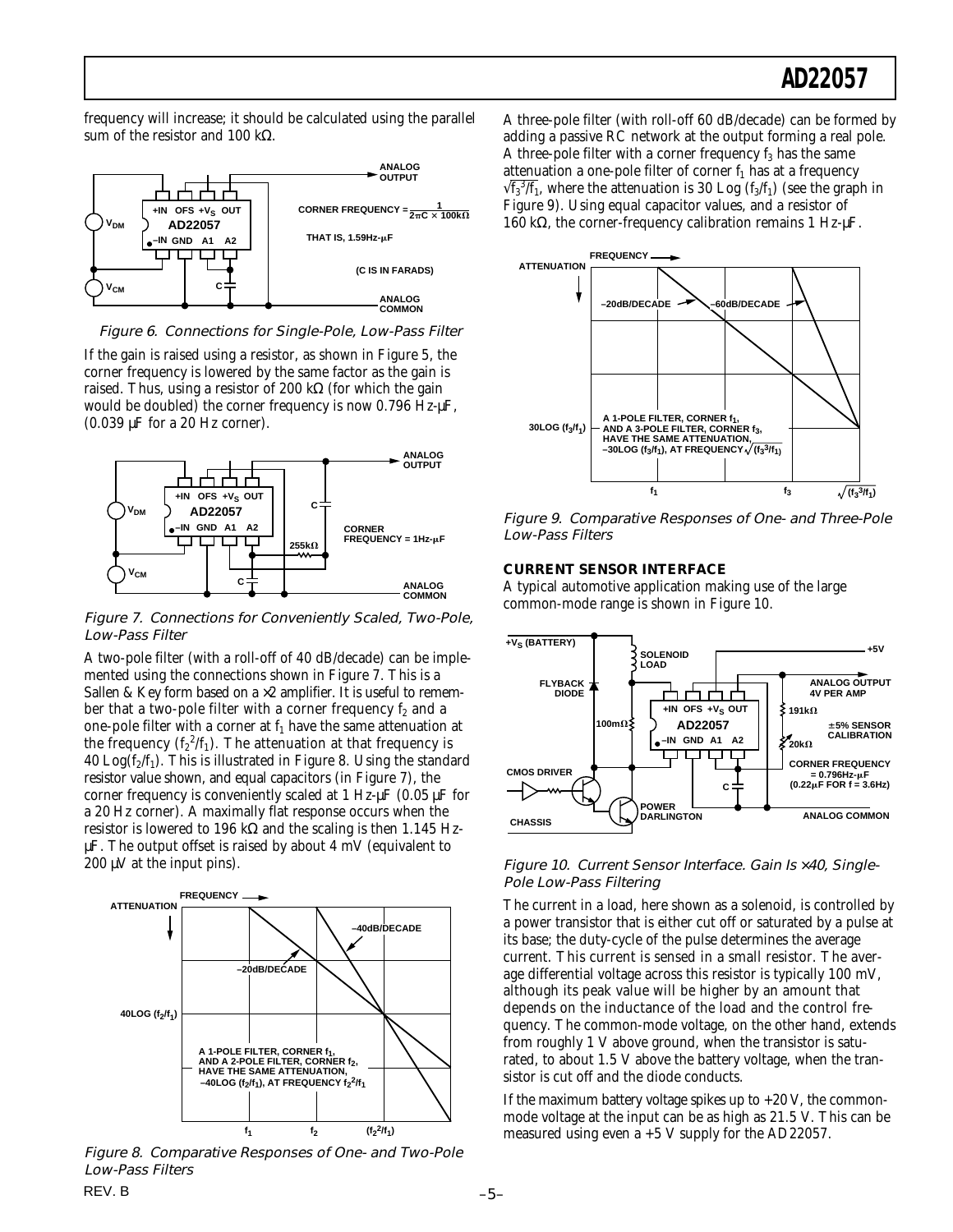frequency will increase; it should be calculated using the parallel sum of the resistor and 100 kΩ.

Figure 6. Connections for Single-Pole, Low-Pass Filter

If the gain is raised using a resistor, as shown in Figure 5, the corner frequency is lowered by the same factor as the gain is raised. Thus, using a resistor of 200 kΩ (for which the gain would be doubled) the corner frequency is now 0.796 Hz-µF, (0.039 µF for a 20 Hz corner).

Figure 7. Connections for Conveniently Scaled, Two-Pole, Low-Pass Filter

A two-pole filter (with a roll-off of 40 dB/decade) can be implemented using the connections shown in Figure 7. This is a Sallen & Key form based on a ×2 amplifier. It is useful to remember that a two-pole filter with a corner frequency $f_2$ and a one-pole filter with a corner at $f_1$ have the same attenuation at the frequency $(f_2^2/f_1)$. The attenuation at that frequency is $40\ \text{Log}(f_2/f_1)$. This is illustrated in Figure 8. Using the standard resistor value shown, and equal capacitors (in Figure 7), the corner frequency is conveniently scaled at 1 Hz-µF (0.05 µF for a 20 Hz corner). A maximally flat response occurs when the resistor is lowered to 196 kΩ and the scaling is then 1.145 Hz-µF. The output offset is raised by about 4 mV (equivalent to 200 µV at the input pins).

Figure 8. Comparative Responses of One- and Two-Pole Low-Pass Filters

A three-pole filter (with roll-off 60 dB/decade) can be formed by adding a passive RC network at the output forming a real pole. A three-pole filter with a corner frequency $f_3$ has the same attenuation a one-pole filter of corner $f_1$ has at a frequency $\sqrt{f_3^3/f_1}$, where the attenuation is $30\ \text{Log}\ (f_3/f_1)$ (see the graph in Figure 9). Using equal capacitor values, and a resistor of 160 kΩ, the corner-frequency calibration remains 1 Hz-µF.

Figure 9. Comparative Responses of One- and Three-Pole Low-Pass Filters

## CURRENT SENSOR INTERFACE

A typical automotive application making use of the large common-mode range is shown in Figure 10.

Figure 10. Current Sensor Interface. Gain Is ×40, Single-Pole Low-Pass Filtering

The current in a load, here shown as a solenoid, is controlled by a power transistor that is either cut off or saturated by a pulse at its base; the duty-cycle of the pulse determines the average current. This current is sensed in a small resistor. The average differential voltage across this resistor is typically 100 mV, although its peak value will be higher by an amount that depends on the inductance of the load and the control frequency. The common-mode voltage, on the other hand, extends from roughly 1 V above ground, when the transistor is saturated, to about 1.5 V above the battery voltage, when the transistor is cut off and the diode conducts.

If the maximum battery voltage spikes up to +20 V, the common-mode voltage at the input can be as high as 21.5 V. This can be measured using even a +5 V supply for the AD22057.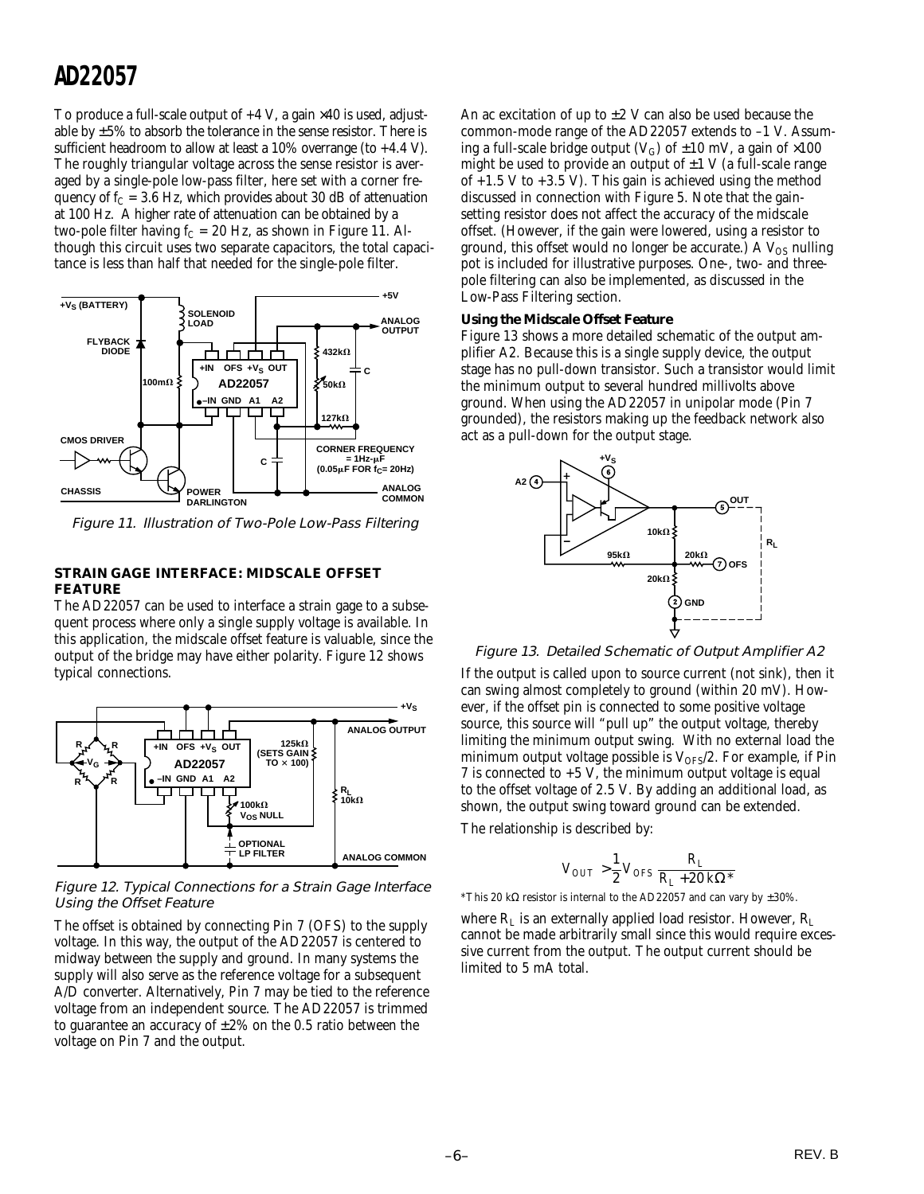To produce a full-scale output of +4 V, a gain ×40 is used, adjustable by ±5% to absorb the tolerance in the sense resistor. There is sufficient headroom to allow at least a 10% overrange (to +4.4 V). The roughly triangular voltage across the sense resistor is averaged by a single-pole low-pass filter, here set with a corner frequency of $f_C$ = 3.6 Hz, which provides about 30 dB of attenuation at 100 Hz. A higher rate of attenuation can be obtained by a two-pole filter having $f_C$ = 20 Hz, as shown in Figure 11. Although this circuit uses two separate capacitors, the total capacitance is less than half that needed for the single-pole filter.

*Figure 11. Illustration of Two-Pole Low-Pass Filtering*

## STRAIN GAGE INTERFACE: MIDSCALE OFFSET FEATURE

The AD22057 can be used to interface a strain gage to a subsequent process where only a single supply voltage is available. In this application, the midscale offset feature is valuable, since the output of the bridge may have either polarity. Figure 12 shows typical connections.

*Figure 12. Typical Connections for a Strain Gage Interface Using the Offset Feature*

The offset is obtained by connecting Pin 7 (OFS) to the supply voltage. In this way, the output of the AD22057 is centered to midway between the supply and ground. In many systems the supply will also serve as the reference voltage for a subsequent A/D converter. Alternatively, Pin 7 may be tied to the reference voltage from an independent source. The AD22057 is trimmed to guarantee an accuracy of ±2% on the 0.5 ratio between the voltage on Pin 7 and the output.

An ac excitation of up to ±2 V can also be used because the common-mode range of the AD22057 extends to –1 V. Assuming a full-scale bridge output ($V_G$) of ±10 mV, a gain of ×100 might be used to provide an output of ±1 V (a full-scale range of +1.5 V to +3.5 V). This gain is achieved using the method discussed in connection with Figure 5. Note that the gain-setting resistor does not affect the accuracy of the midscale offset. (However, if the gain were lowered, using a resistor to ground, this offset would no longer be accurate.) A $V_{OS}$ nulling pot is included for illustrative purposes. One-, two- and three-pole filtering can also be implemented, as discussed in the Low-Pass Filtering section.

### Using the Midscale Offset Feature

Figure 13 shows a more detailed schematic of the output amplifier A2. Because this is a single supply device, the output stage has no pull-down transistor. Such a transistor would limit the minimum output to several hundred millivolts above ground. When using the AD22057 in unipolar mode (Pin 7 grounded), the resistors making up the feedback network also act as a pull-down for the output stage.

*Figure 13. Detailed Schematic of Output Amplifier A2*

If the output is called upon to source current (not sink), then it can swing almost completely to ground (within 20 mV). However, if the offset pin is connected to some positive voltage source, this source will "pull up" the output voltage, thereby limiting the minimum output swing. With no external load the minimum output voltage possible is $V_{OFS}/2$. For example, if Pin 7 is connected to +5 V, the minimum output voltage is equal to the offset voltage of 2.5 V. By adding an additional load, as shown, the output swing toward ground can be extended.

The relationship is described by:

$$V_{OUT} > \frac{1}{2} V_{OFS} \frac{R_L}{R_L + 20\,k\Omega^*}$$

*This 20 kΩ resistor is internal to the AD22057 and can vary by ±30%.

where $R_L$ is an externally applied load resistor. However, $R_L$ cannot be made arbitrarily small since this would require excessive current from the output. The output current should be limited to 5 mA total.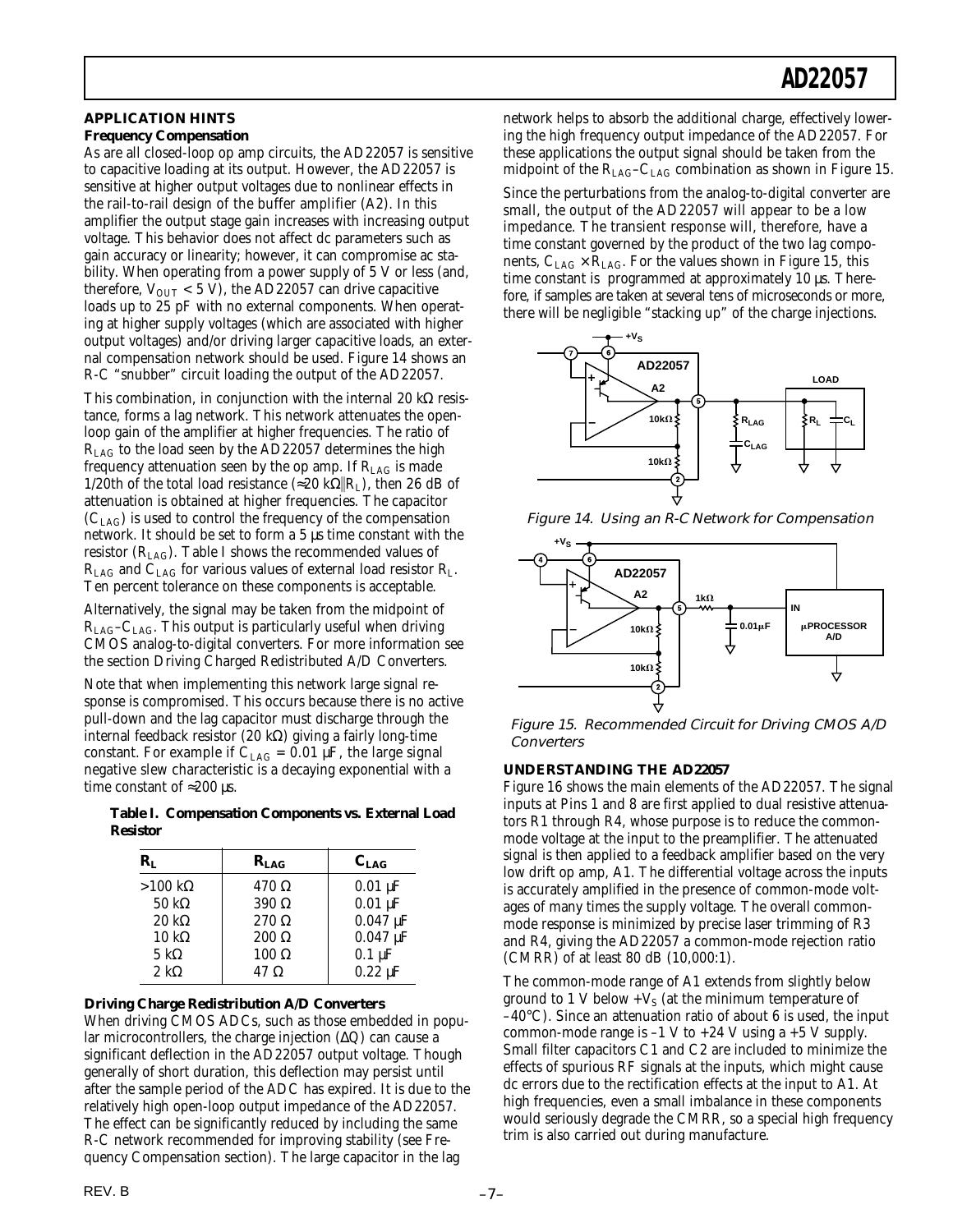## APPLICATION HINTS

### Frequency Compensation

As are all closed-loop op amp circuits, the AD22057 is sensitive to capacitive loading at its output. However, the AD22057 is sensitive at higher output voltages due to nonlinear effects in the rail-to-rail design of the buffer amplifier (A2). In this amplifier the output stage gain increases with increasing output voltage. This behavior does not affect dc parameters such as gain accuracy or linearity; however, it can compromise ac stability. When operating from a power supply of 5 V or less (and, therefore, $V_{OUT}$ < 5 V), the AD22057 can drive capacitive loads up to 25 pF with no external components. When operating at higher supply voltages (which are associated with higher output voltages) and/or driving larger capacitive loads, an external compensation network should be used. Figure 14 shows an R-C "snubber" circuit loading the output of the AD22057.

This combination, in conjunction with the internal 20 kΩ resistance, forms a lag network. This network attenuates the open-loop gain of the amplifier at higher frequencies. The ratio of $R_{LAG}$ to the load seen by the AD22057 determines the high frequency attenuation seen by the op amp. If $R_{LAG}$ is made 1/20th of the total load resistance (≈20 kΩ||$R_L$), then 26 dB of attenuation is obtained at higher frequencies. The capacitor ($C_{LAG}$) is used to control the frequency of the compensation network. It should be set to form a 5 µs time constant with the resistor ($R_{LAG}$). Table I shows the recommended values of $R_{LAG}$ and $C_{LAG}$ for various values of external load resistor $R_L$. Ten percent tolerance on these components is acceptable.

Alternatively, the signal may be taken from the midpoint of $R_{LAG}$–$C_{LAG}$. This output is particularly useful when driving CMOS analog-to-digital converters. For more information see the section Driving Charged Redistributed A/D Converters.

Note that when implementing this network large signal response is compromised. This occurs because there is no active pull-down and the lag capacitor must discharge through the internal feedback resistor (20 kΩ) giving a fairly long-time constant. For example if $C_{LAG}$ = 0.01 µF, the large signal negative slew characteristic is a decaying exponential with a time constant of ≈200 µs.

**Table I. Compensation Components vs. External Load Resistor**

| $R_L$ | $R_{LAG}$ | $C_{LAG}$ |
|---|---|---|
| >100 kΩ | 470 Ω | 0.01 µF |
| 50 kΩ | 390 Ω | 0.01 µF |
| 20 kΩ | 270 Ω | 0.047 µF |
| 10 kΩ | 200 Ω | 0.047 µF |
| 5 kΩ | 100 Ω | 0.1 µF |
| 2 kΩ | 47 Ω | 0.22 µF |

### Driving Charge Redistribution A/D Converters

When driving CMOS ADCs, such as those embedded in popular microcontrollers, the charge injection (ΔQ) can cause a significant deflection in the AD22057 output voltage. Though generally of short duration, this deflection may persist until after the sample period of the ADC has expired. It is due to the relatively high open-loop output impedance of the AD22057. The effect can be significantly reduced by including the same R-C network recommended for improving stability (see Frequency Compensation section). The large capacitor in the lag network helps to absorb the additional charge, effectively lowering the high frequency output impedance of the AD22057. For these applications the output signal should be taken from the midpoint of the $R_{LAG}$–$C_{LAG}$ combination as shown in Figure 15.

Since the perturbations from the analog-to-digital converter are small, the output of the AD22057 will appear to be a low impedance. The transient response will, therefore, have a time constant governed by the product of the two lag components, $C_{LAG} \times R_{LAG}$. For the values shown in Figure 15, this time constant is programmed at approximately 10 µs. Therefore, if samples are taken at several tens of microseconds or more, there will be negligible "stacking up" of the charge injections.

*Figure 14. Using an R-C Network for Compensation*

*Figure 15. Recommended Circuit for Driving CMOS A/D Converters*

## UNDERSTANDING THE AD22057

Figure 16 shows the main elements of the AD22057. The signal inputs at Pins 1 and 8 are first applied to dual resistive attenuators R1 through R4, whose purpose is to reduce the common-mode voltage at the input to the preamplifier. The attenuated signal is then applied to a feedback amplifier based on the very low drift op amp, A1. The differential voltage across the inputs is accurately amplified in the presence of common-mode voltages of many times the supply voltage. The overall common-mode response is minimized by precise laser trimming of R3 and R4, giving the AD22057 a common-mode rejection ratio (CMRR) of at least 80 dB (10,000:1).

The common-mode range of A1 extends from slightly below ground to 1 V below $+V_S$ (at the minimum temperature of –40°C). Since an attenuation ratio of about 6 is used, the input common-mode range is –1 V to +24 V using a +5 V supply. Small filter capacitors C1 and C2 are included to minimize the effects of spurious RF signals at the inputs, which might cause dc errors due to the rectification effects at the input to A1. At high frequencies, even a small imbalance in these components would seriously degrade the CMRR, so a special high frequency trim is also carried out during manufacture.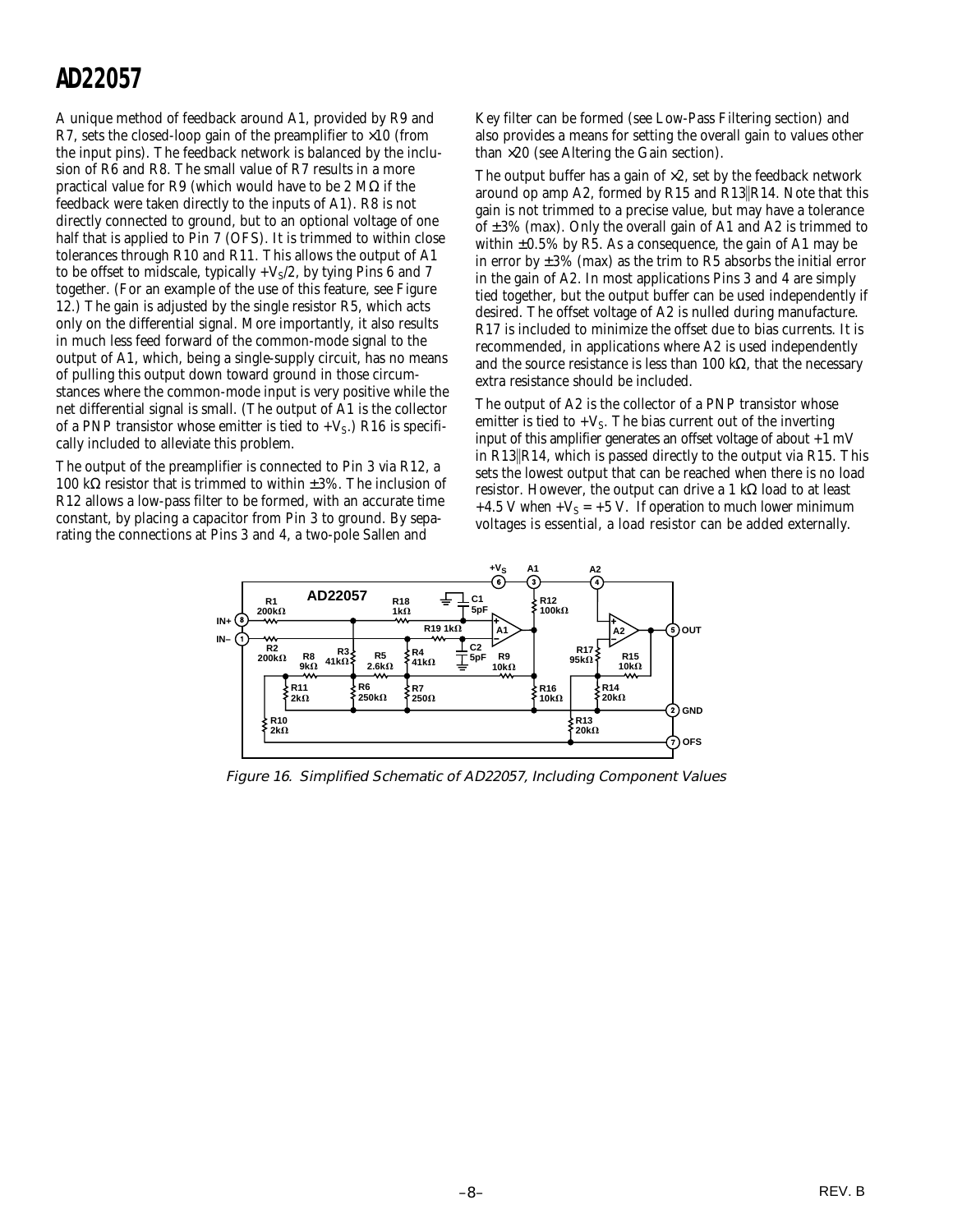A unique method of feedback around A1, provided by R9 and R7, sets the closed-loop gain of the preamplifier to ×10 (from the input pins). The feedback network is balanced by the inclusion of R6 and R8. The small value of R7 results in a more practical value for R9 (which would have to be 2 MΩ if the feedback were taken directly to the inputs of A1). R8 is not directly connected to ground, but to an optional voltage of one half that is applied to Pin 7 (OFS). It is trimmed to within close tolerances through R10 and R11. This allows the output of A1 to be offset to midscale, typically $+V_S/2$, by tying Pins 6 and 7 together. (For an example of the use of this feature, see Figure 12.) The gain is adjusted by the single resistor R5, which acts only on the differential signal. More importantly, it also results in much less feed forward of the common-mode signal to the output of A1, which, being a single-supply circuit, has no means of pulling this output down toward ground in those circumstances where the common-mode input is very positive while the net differential signal is small. (The output of A1 is the collector of a PNP transistor whose emitter is tied to $+V_S$.) R16 is specifically included to alleviate this problem.

The output of the preamplifier is connected to Pin 3 via R12, a 100 kΩ resistor that is trimmed to within ±3%. The inclusion of R12 allows a low-pass filter to be formed, with an accurate time constant, by placing a capacitor from Pin 3 to ground. By separating the connections at Pins 3 and 4, a two-pole Sallen and Key filter can be formed (see Low-Pass Filtering section) and also provides a means for setting the overall gain to values other than ×20 (see Altering the Gain section).

The output buffer has a gain of ×2, set by the feedback network around op amp A2, formed by R15 and R13||R14. Note that this gain is not trimmed to a precise value, but may have a tolerance of ±3% (max). Only the overall gain of A1 and A2 is trimmed to within ±0.5% by R5. As a consequence, the gain of A1 may be in error by ±3% (max) as the trim to R5 absorbs the initial error in the gain of A2. In most applications Pins 3 and 4 are simply tied together, but the output buffer can be used independently if desired. The offset voltage of A2 is nulled during manufacture. R17 is included to minimize the offset due to bias currents. It is recommended, in applications where A2 is used independently and the source resistance is less than 100 kΩ, that the necessary extra resistance should be included.

The output of A2 is the collector of a PNP transistor whose emitter is tied to $+V_S$. The bias current out of the inverting input of this amplifier generates an offset voltage of about +1 mV in R13||R14, which is passed directly to the output via R15. This sets the lowest output that can be reached when there is no load resistor. However, the output can drive a 1 kΩ load to at least +4.5 V when $+V_S$ = +5 V. If operation to much lower minimum voltages is essential, a load resistor can be added externally.

*Figure 16. Simplified Schematic of AD22057, Including Component Values*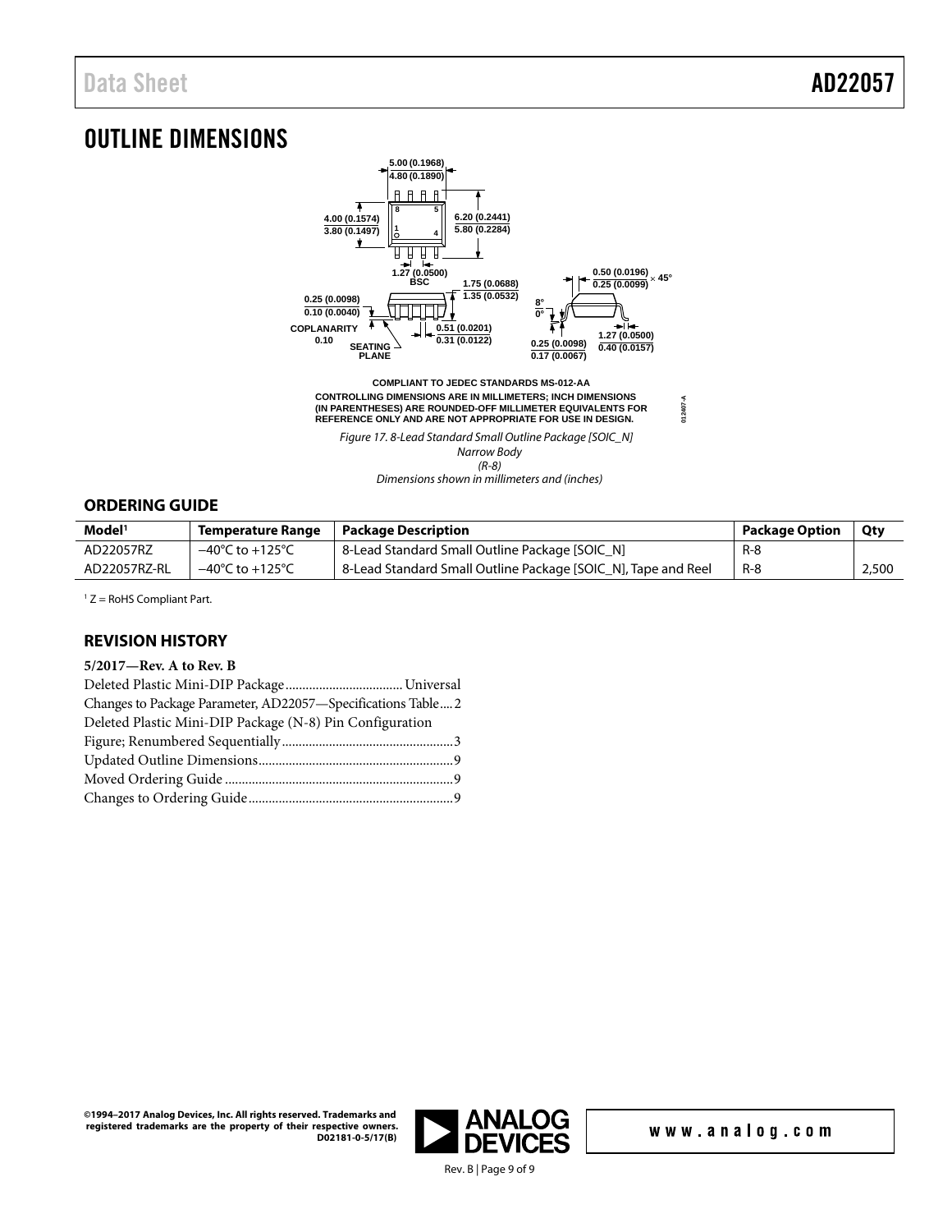## OUTLINE DIMENSIONS

5.00 (0.1968)
4.80 (0.1890)
4.00 (0.1574)
3.80 (0.1497)
6.20 (0.2441)
5.80 (0.2284)
8
5
1
4
1.27 (0.0500)
BSC
1.75 (0.0688)
1.35 (0.0532)
0.25 (0.0098)
0.10 (0.0040)
COPLANARITY
0.10
SEATING
PLANE
0.51 (0.0201)
0.31 (0.0122)
0.50 (0.0196)
0.25 (0.0099)
× 45°
8°
0°
0.25 (0.0098)
0.17 (0.0067)
1.27 (0.0500)
0.40 (0.0157)

COMPLIANT TO JEDEC STANDARDS MS-012-AA
CONTROLLING DIMENSIONS ARE IN MILLIMETERS; INCH DIMENSIONS (IN PARENTHESES) ARE ROUNDED-OFF MILLIMETER EQUIVALENTS FOR REFERENCE ONLY AND ARE NOT APPROPRIATE FOR USE IN DESIGN.

012407-A

*Figure 17. 8-Lead Standard Small Outline Package [SOIC_N]*
*Narrow Body*
*(R-8)*
*Dimensions shown in millimeters and (inches)*

### ORDERING GUIDE

| Model[1] | Temperature Range | Package Description | Package Option | Qty |
|---|---|---|---|---|
| AD22057RZ | −40°C to +125°C | 8-Lead Standard Small Outline Package [SOIC_N] | R-8 | |
| AD22057RZ-RL | −40°C to +125°C | 8-Lead Standard Small Outline Package [SOIC_N], Tape and Reel | R-8 | 2,500 |

[1] Z = RoHS Compliant Part.

### REVISION HISTORY

**5/2017—Rev. A to Rev. B**

Deleted Plastic Mini-DIP Package .................................. Universal
Changes to Package Parameter, AD22057—Specifications Table .... 2
Deleted Plastic Mini-DIP Package (N-8) Pin Configuration
Figure; Renumbered Sequentially .................................................. 3
Updated Outline Dimensions ......................................................... 9
Moved Ordering Guide ................................................................... 9
Changes to Ordering Guide ............................................................ 9

©1994–2017 Analog Devices, Inc. All rights reserved. Trademarks and registered trademarks are the property of their respective owners.
D02181-0-5/17(B)

www.analog.com